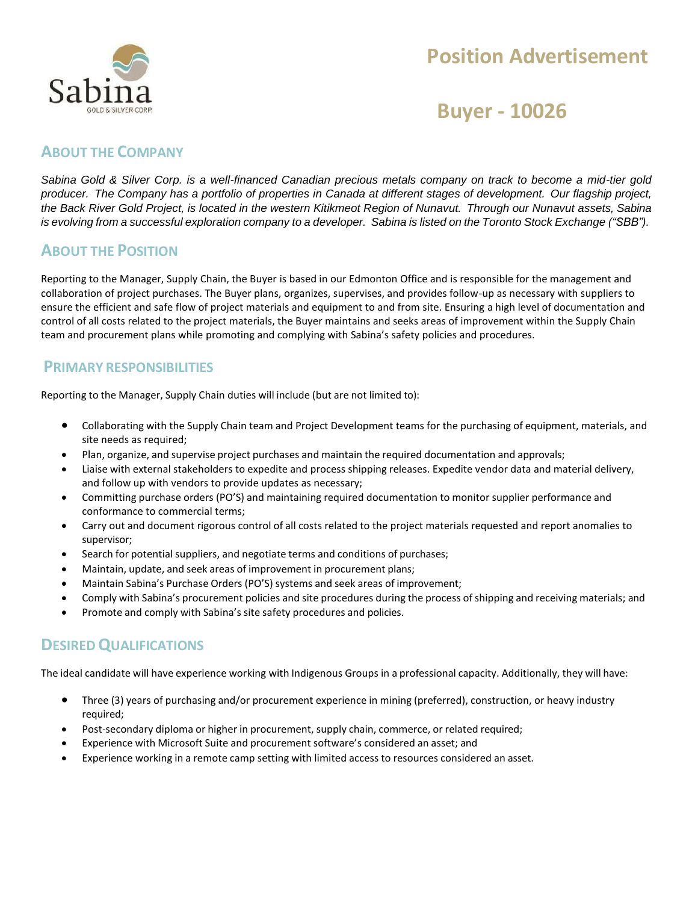# Position Advertisement

# Buyer - 10026

## About the Company

*Sabina Gold & Silver Corp. is a well-financed Canadian precious metals company on track to become a mid-tier gold producer. The Company has a portfolio of properties in Canada at different stages of development. Our flagship project, the Back River Gold Project, is located in the western Kitikmeot Region of Nunavut. Through our Nunavut assets, Sabina is evolving from a successful exploration company to a developer. Sabina is listed on the Toronto Stock Exchange ("SBB").*

## About the Position

Reporting to the Manager, Supply Chain, the Buyer is based in our Edmonton Office and is responsible for the management and collaboration of project purchases. The Buyer plans, organizes, supervises, and provides follow-up as necessary with suppliers to ensure the efficient and safe flow of project materials and equipment to and from site. Ensuring a high level of documentation and control of all costs related to the project materials, the Buyer maintains and seeks areas of improvement within the Supply Chain team and procurement plans while promoting and complying with Sabina's safety policies and procedures.

## Primary Responsibilities

Reporting to the Manager, Supply Chain duties will include (but are not limited to):

- Collaborating with the Supply Chain team and Project Development teams for the purchasing of equipment, materials, and site needs as required;
- Plan, organize, and supervise project purchases and maintain the required documentation and approvals;
- Liaise with external stakeholders to expedite and process shipping releases. Expedite vendor data and material delivery, and follow up with vendors to provide updates as necessary;
- Committing purchase orders (PO'S) and maintaining required documentation to monitor supplier performance and conformance to commercial terms;
- Carry out and document rigorous control of all costs related to the project materials requested and report anomalies to supervisor;
- Search for potential suppliers, and negotiate terms and conditions of purchases;
- Maintain, update, and seek areas of improvement in procurement plans;
- Maintain Sabina's Purchase Orders (PO'S) systems and seek areas of improvement;
- Comply with Sabina's procurement policies and site procedures during the process of shipping and receiving materials; and
- Promote and comply with Sabina's site safety procedures and policies.

## Desired Qualifications

The ideal candidate will have experience working with Indigenous Groups in a professional capacity. Additionally, they will have:

- Three (3) years of purchasing and/or procurement experience in mining (preferred), construction, or heavy industry required;
- Post-secondary diploma or higher in procurement, supply chain, commerce, or related required;
- Experience with Microsoft Suite and procurement software's considered an asset; and
- Experience working in a remote camp setting with limited access to resources considered an asset.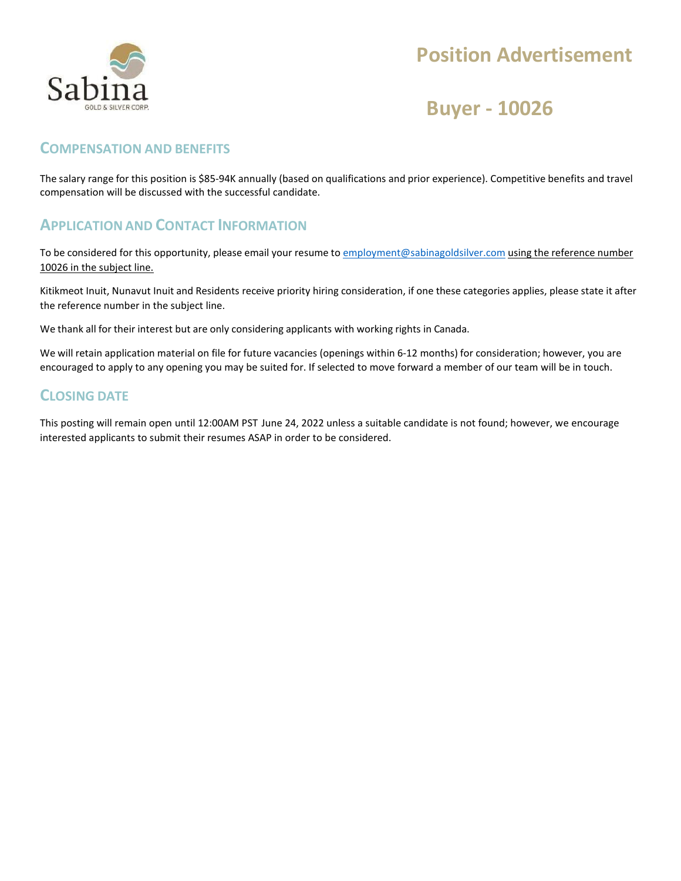# Position Advertisement

# Buyer - 10026

## COMPENSATION AND BENEFITS

The salary range for this position is $85-94K annually (based on qualifications and prior experience). Competitive benefits and travel compensation will be discussed with the successful candidate.

## APPLICATION AND CONTACT INFORMATION

To be considered for this opportunity, please email your resume to employment@sabinagoldsilver.com using the reference number 10026 in the subject line.

Kitikmeot Inuit, Nunavut Inuit and Residents receive priority hiring consideration, if one these categories applies, please state it after the reference number in the subject line.

We thank all for their interest but are only considering applicants with working rights in Canada.

We will retain application material on file for future vacancies (openings within 6-12 months) for consideration; however, you are encouraged to apply to any opening you may be suited for. If selected to move forward a member of our team will be in touch.

## CLOSING DATE

This posting will remain open until 12:00AM PST June 24, 2022 unless a suitable candidate is not found; however, we encourage interested applicants to submit their resumes ASAP in order to be considered.